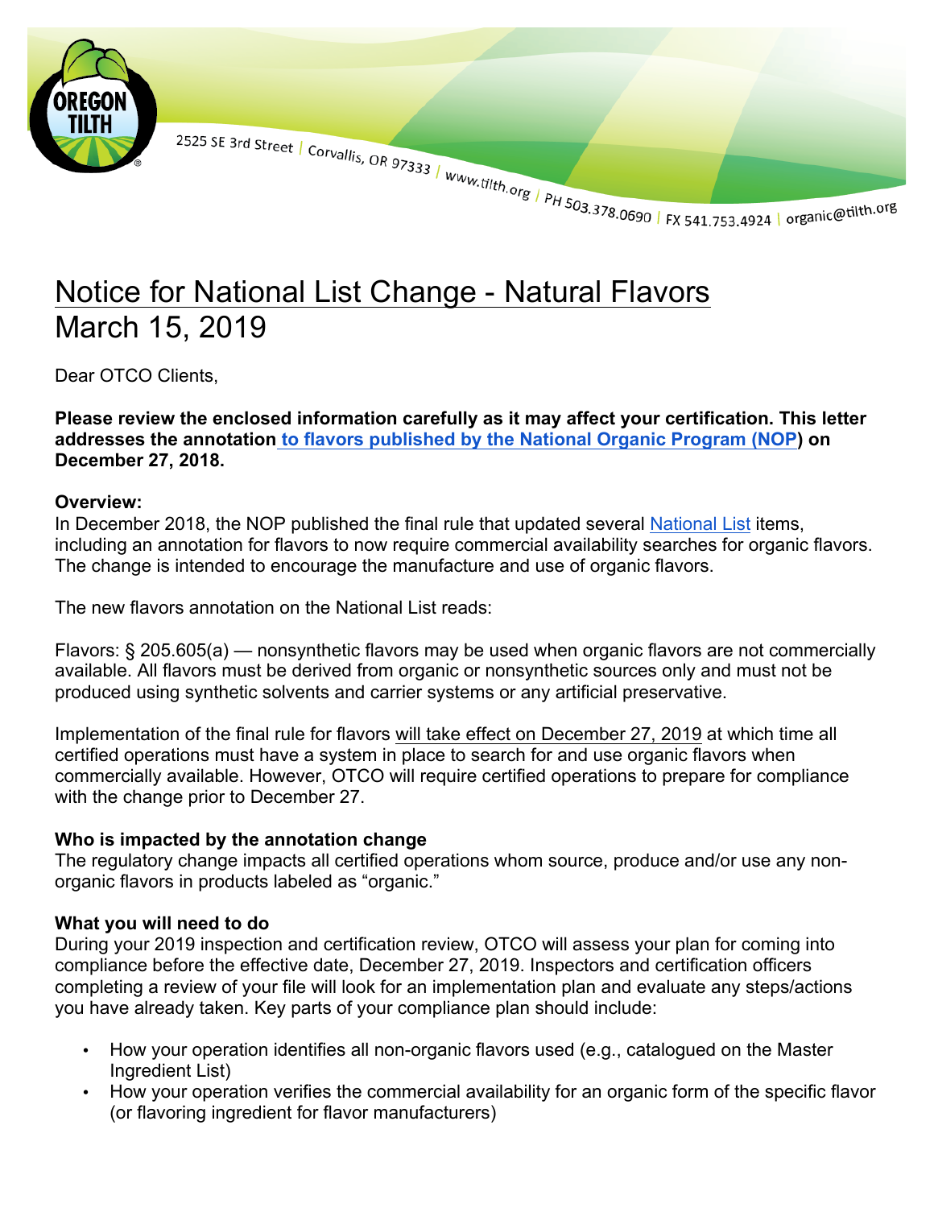2525 SE 3rd Street | Corvallis, OR 97333 | www.tilth.org | PH 503.378.0690 | FX 541.753.4924 | organic@tilth.org

# Notice for National List Change - Natural Flavors
# March 15, 2019

Dear OTCO Clients,

**Please review the enclosed information carefully as it may affect your certification. This letter addresses the annotation to flavors published by the National Organic Program (NOP) on December 27, 2018.**

**Overview:**
In December 2018, the NOP published the final rule that updated several National List items, including an annotation for flavors to now require commercial availability searches for organic flavors. The change is intended to encourage the manufacture and use of organic flavors.

The new flavors annotation on the National List reads:

Flavors: § 205.605(a) — nonsynthetic flavors may be used when organic flavors are not commercially available. All flavors must be derived from organic or nonsynthetic sources only and must not be produced using synthetic solvents and carrier systems or any artificial preservative.

Implementation of the final rule for flavors will take effect on December 27, 2019 at which time all certified operations must have a system in place to search for and use organic flavors when commercially available. However, OTCO will require certified operations to prepare for compliance with the change prior to December 27.

**Who is impacted by the annotation change**
The regulatory change impacts all certified operations whom source, produce and/or use any non-organic flavors in products labeled as "organic."

**What you will need to do**
During your 2019 inspection and certification review, OTCO will assess your plan for coming into compliance before the effective date, December 27, 2019. Inspectors and certification officers completing a review of your file will look for an implementation plan and evaluate any steps/actions you have already taken. Key parts of your compliance plan should include:

- How your operation identifies all non-organic flavors used (e.g., catalogued on the Master Ingredient List)
- How your operation verifies the commercial availability for an organic form of the specific flavor (or flavoring ingredient for flavor manufacturers)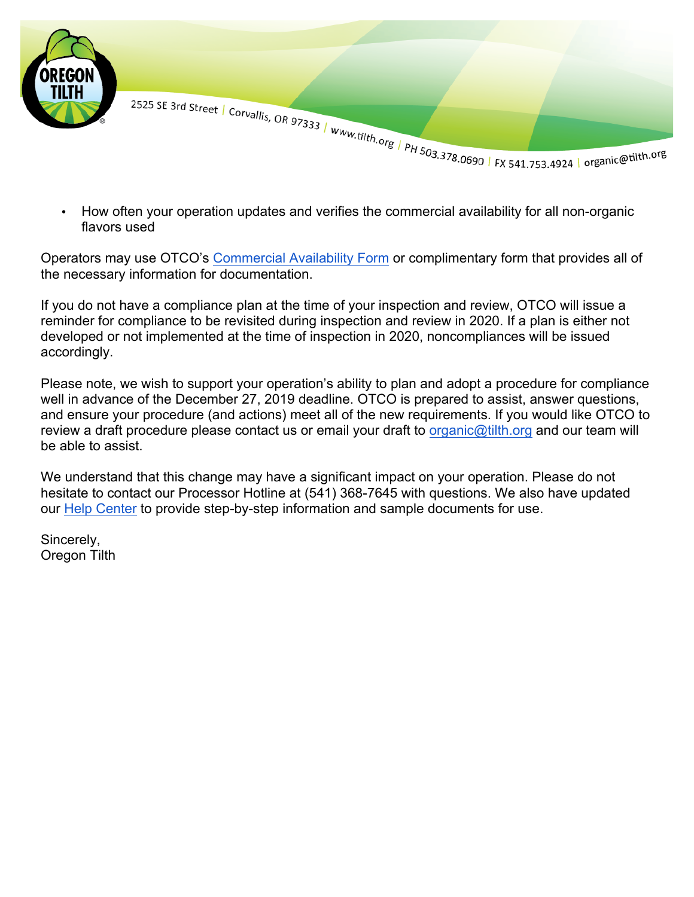- How often your operation updates and verifies the commercial availability for all non-organic flavors used

Operators may use OTCO's Commercial Availability Form or complimentary form that provides all of the necessary information for documentation.

If you do not have a compliance plan at the time of your inspection and review, OTCO will issue a reminder for compliance to be revisited during inspection and review in 2020. If a plan is either not developed or not implemented at the time of inspection in 2020, noncompliances will be issued accordingly.

Please note, we wish to support your operation's ability to plan and adopt a procedure for compliance well in advance of the December 27, 2019 deadline. OTCO is prepared to assist, answer questions, and ensure your procedure (and actions) meet all of the new requirements. If you would like OTCO to review a draft procedure please contact us or email your draft to organic@tilth.org and our team will be able to assist.

We understand that this change may have a significant impact on your operation. Please do not hesitate to contact our Processor Hotline at (541) 368-7645 with questions. We also have updated our Help Center to provide step-by-step information and sample documents for use.

Sincerely,
Oregon Tilth